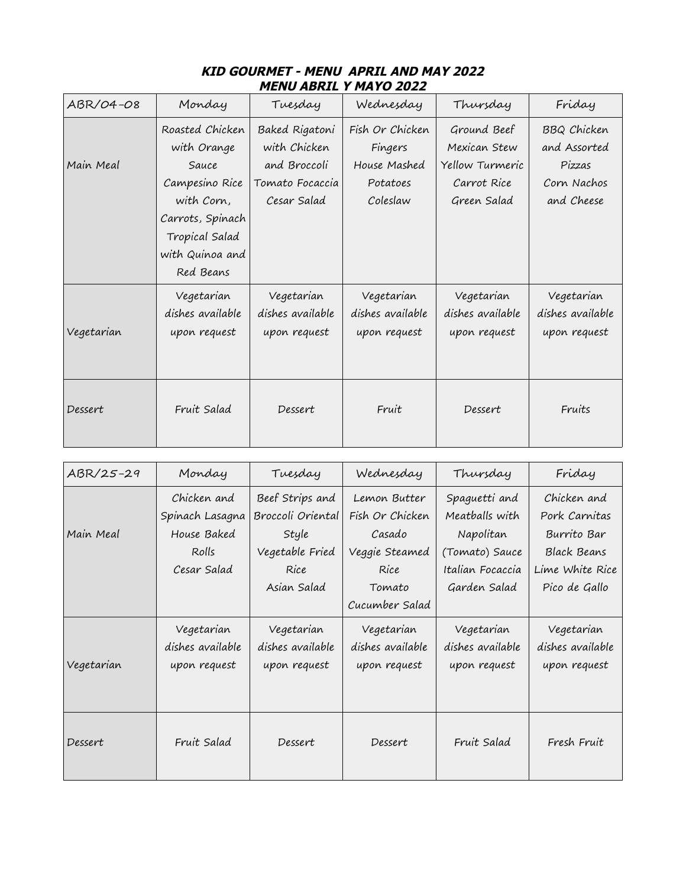## ***KID GOURMET - MENU APRIL AND MAY 2022***
## ***MENU ABRIL Y MAYO 2022***

| ABR/04-08 | Monday | Tuesday | Wednesday | Thursday | Friday |
|---|---|---|---|---|---|
| Main Meal | Roasted Chicken with Orange Sauce Campesino Rice with Corn, Carrots, Spinach Tropical Salad with Quinoa and Red Beans | Baked Rigatoni with Chicken and Broccoli Tomato Focaccia Cesar Salad | Fish Or Chicken Fingers House Mashed Potatoes Coleslaw | Ground Beef Mexican Stew Yellow Turmeric Carrot Rice Green Salad | BBQ Chicken and Assorted Pizzas Corn Nachos and Cheese |
| Vegetarian | Vegetarian dishes available upon request | Vegetarian dishes available upon request | Vegetarian dishes available upon request | Vegetarian dishes available upon request | Vegetarian dishes available upon request |
| Dessert | Fruit Salad | Dessert | Fruit | Dessert | Fruits |

| ABR/25-29 | Monday | Tuesday | Wednesday | Thursday | Friday |
|---|---|---|---|---|---|
| Main Meal | Chicken and Spinach Lasagna House Baked Rolls Cesar Salad | Beef Strips and Broccoli Oriental Style Vegetable Fried Rice Asian Salad | Lemon Butter Fish Or Chicken Casado Veggie Steamed Rice Tomato Cucumber Salad | Spaguetti and Meatballs with Napolitan (Tomato) Sauce Italian Focaccia Garden Salad | Chicken and Pork Carnitas Burrito Bar Black Beans Lime White Rice Pico de Gallo |
| Vegetarian | Vegetarian dishes available upon request | Vegetarian dishes available upon request | Vegetarian dishes available upon request | Vegetarian dishes available upon request | Vegetarian dishes available upon request |
| Dessert | Fruit Salad | Dessert | Dessert | Fruit Salad | Fresh Fruit |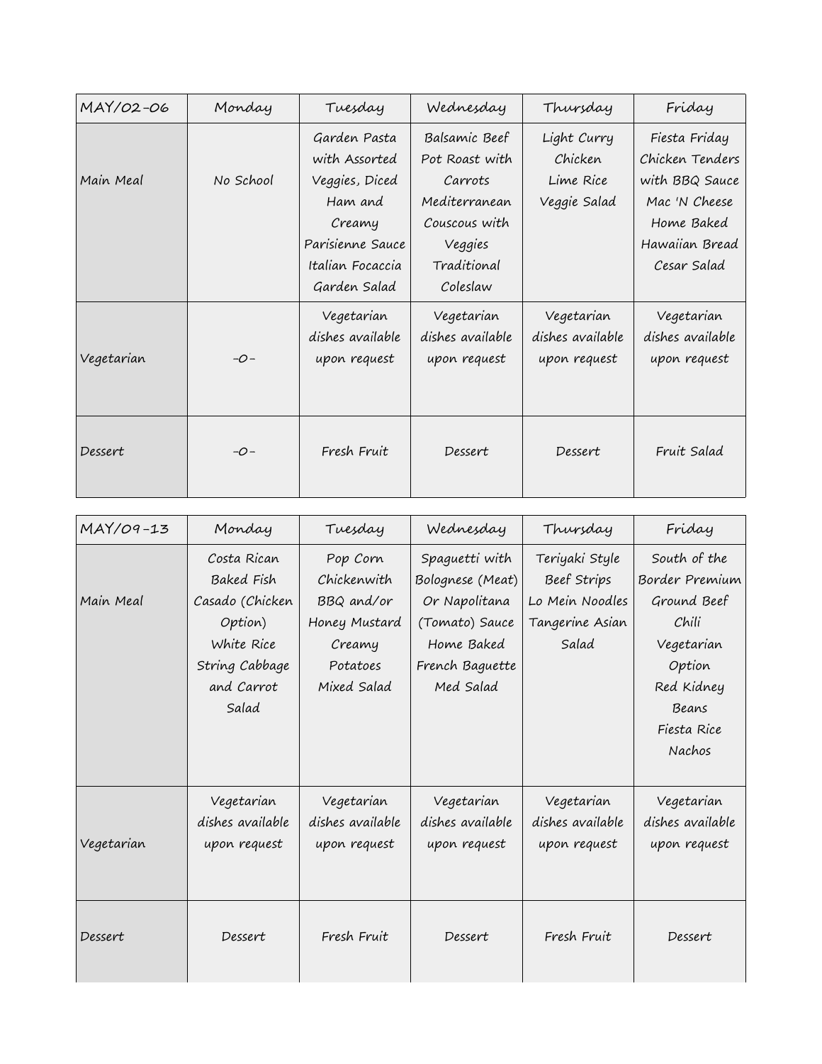| MAY/02-06 | Monday | Tuesday | Wednesday | Thursday | Friday |
|---|---|---|---|---|---|
| Main Meal | No School | Garden Pasta with Assorted Veggies, Diced Ham and Creamy Parisienne Sauce Italian Focaccia Garden Salad | Balsamic Beef Pot Roast with Carrots Mediterranean Couscous with Veggies Traditional Coleslaw | Light Curry Chicken Lime Rice Veggie Salad | Fiesta Friday Chicken Tenders with BBQ Sauce Mac 'N Cheese Home Baked Hawaiian Bread Cesar Salad |
| Vegetarian | -0- | Vegetarian dishes available upon request | Vegetarian dishes available upon request | Vegetarian dishes available upon request | Vegetarian dishes available upon request |
| Dessert | -0- | Fresh Fruit | Dessert | Dessert | Fruit Salad |

| MAY/09-13 | Monday | Tuesday | Wednesday | Thursday | Friday |
|---|---|---|---|---|---|
| Main Meal | Costa Rican Baked Fish Casado (Chicken Option) White Rice String Cabbage and Carrot Salad | Pop Corn Chickenwith BBQ and/or Honey Mustard Creamy Potatoes Mixed Salad | Spaguetti with Bolognese (Meat) Or Napolitana (Tomato) Sauce Home Baked French Baguette Med Salad | Teriyaki Style Beef Strips Lo Mein Noodles Tangerine Asian Salad | South of the Border Premium Ground Beef Chili Vegetarian Option Red Kidney Beans Fiesta Rice Nachos |
| Vegetarian | Vegetarian dishes available upon request | Vegetarian dishes available upon request | Vegetarian dishes available upon request | Vegetarian dishes available upon request | Vegetarian dishes available upon request |
| Dessert | Dessert | Fresh Fruit | Dessert | Fresh Fruit | Dessert |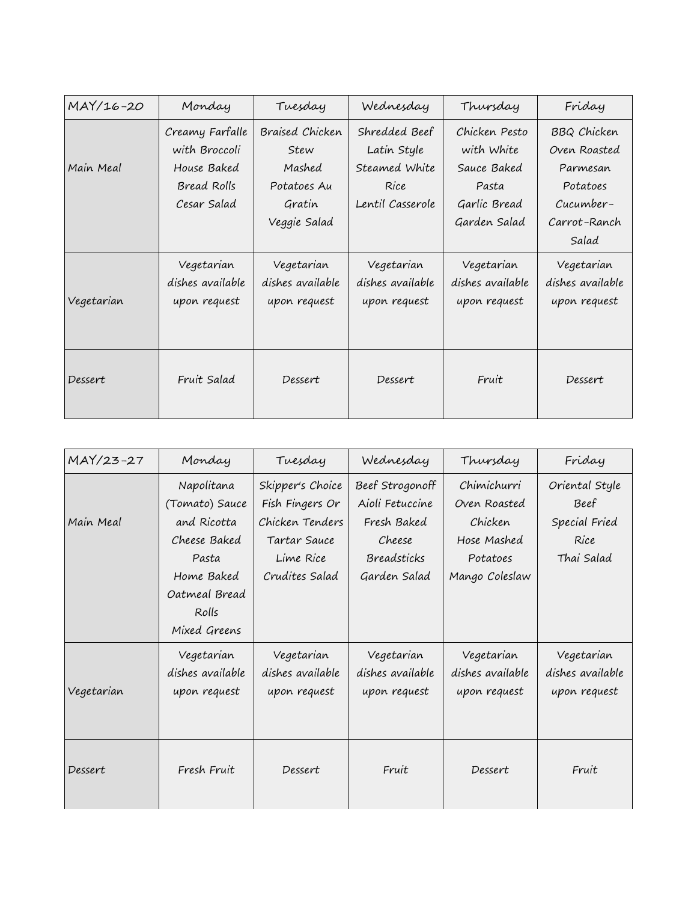| MAY/16-20 | Monday | Tuesday | Wednesday | Thursday | Friday |
|---|---|---|---|---|---|
| Main Meal | Creamy Farfalle with Broccoli<br>House Baked Bread Rolls<br>Cesar Salad | Braised Chicken Stew<br>Mashed Potatoes Au Gratin<br>Veggie Salad | Shredded Beef Latin Style<br>Steamed White Rice<br>Lentil Casserole | Chicken Pesto with White Sauce Baked Pasta<br>Garlic Bread<br>Garden Salad | BBQ Chicken<br>Oven Roasted Parmesan Potatoes<br>Cucumber-Carrot-Ranch Salad |
| Vegetarian | Vegetarian dishes available upon request | Vegetarian dishes available upon request | Vegetarian dishes available upon request | Vegetarian dishes available upon request | Vegetarian dishes available upon request |
| Dessert | Fruit Salad | Dessert | Dessert | Fruit | Dessert |

| MAY/23-27 | Monday | Tuesday | Wednesday | Thursday | Friday |
|---|---|---|---|---|---|
| Main Meal | Napolitana (Tomato) Sauce and Ricotta Cheese Baked Pasta<br>Home Baked Oatmeal Bread Rolls<br>Mixed Greens | Skipper's Choice Fish Fingers Or Chicken Tenders<br>Tartar Sauce<br>Lime Rice<br>Crudites Salad | Beef Strogonoff Aioli Fetuccine<br>Fresh Baked Cheese Breadsticks<br>Garden Salad | Chimichurri Oven Roasted Chicken<br>Hose Mashed Potatoes<br>Mango Coleslaw | Oriental Style Beef<br>Special Fried Rice<br>Thai Salad |
| Vegetarian | Vegetarian dishes available upon request | Vegetarian dishes available upon request | Vegetarian dishes available upon request | Vegetarian dishes available upon request | Vegetarian dishes available upon request |
| Dessert | Fresh Fruit | Dessert | Fruit | Dessert | Fruit |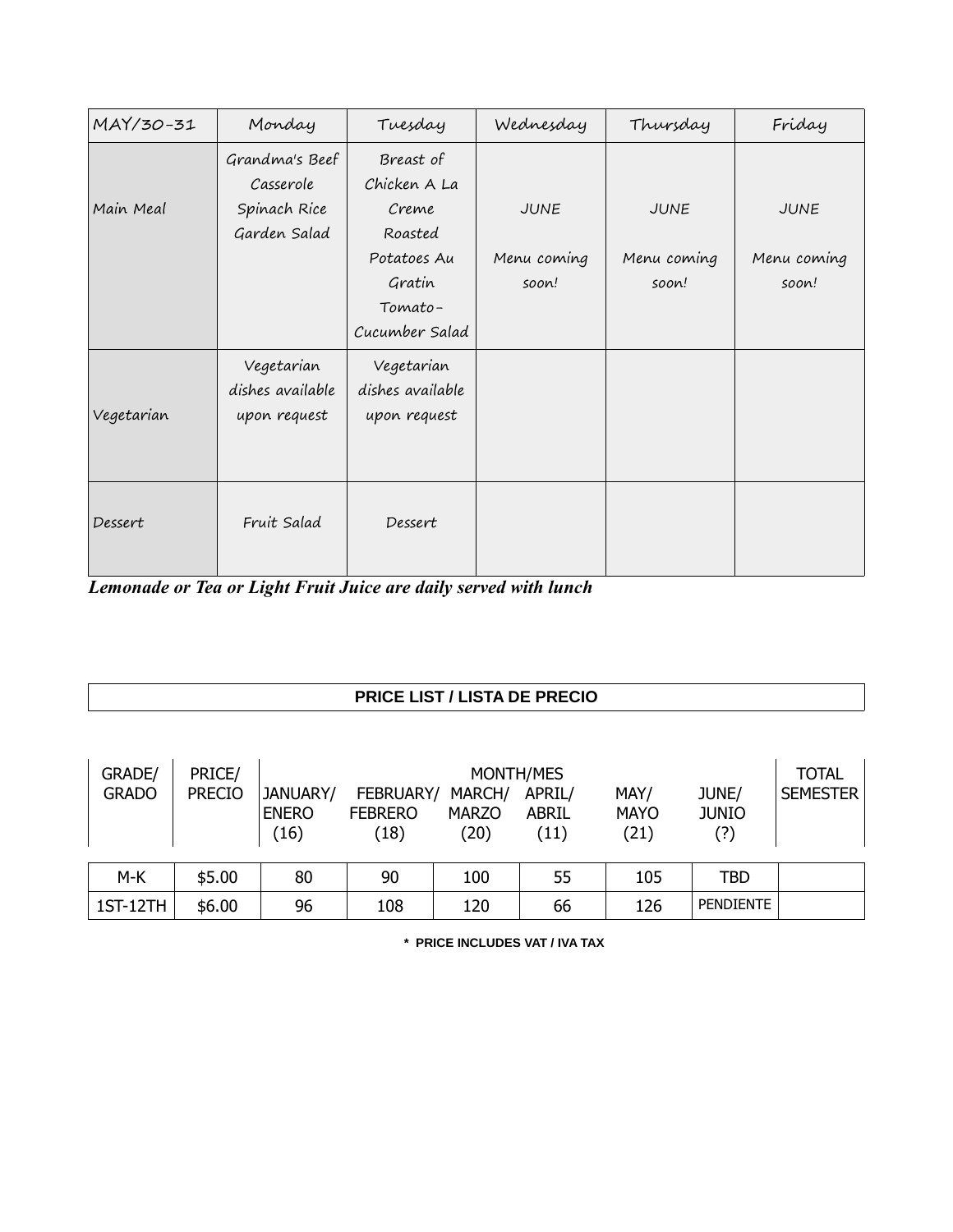| MAY/30-31 | Monday | Tuesday | Wednesday | Thursday | Friday |
|---|---|---|---|---|---|
| Main Meal | Grandma's Beef Casserole Spinach Rice Garden Salad | Breast of Chicken A La Creme Roasted Potatoes Au Gratin Tomato-Cucumber Salad | JUNE Menu coming soon! | JUNE Menu coming soon! | JUNE Menu coming soon! |
| Vegetarian | Vegetarian dishes available upon request | Vegetarian dishes available upon request | | | |
| Dessert | Fruit Salad | Dessert | | | |

***Lemonade or Tea or Light Fruit Juice are daily served with lunch***

**PRICE LIST / LISTA DE PRECIO**

| GRADE/ GRADO | PRICE/ PRECIO | MONTH/MES | | | | | | TOTAL SEMESTER |
|---|---|---|---|---|---|---|---|---|
| | | JANUARY/ ENERO (16) | FEBRUARY/ FEBRERO (18) | MARCH/ MARZO (20) | APRIL/ ABRIL (11) | MAY/ MAYO (21) | JUNE/ JUNIO (?) | |
| M-K | $5.00 | 80 | 90 | 100 | 55 | 105 | TBD | |
| 1ST-12TH | $6.00 | 96 | 108 | 120 | 66 | 126 | PENDIENTE | |

**\* PRICE INCLUDES VAT / IVA TAX**